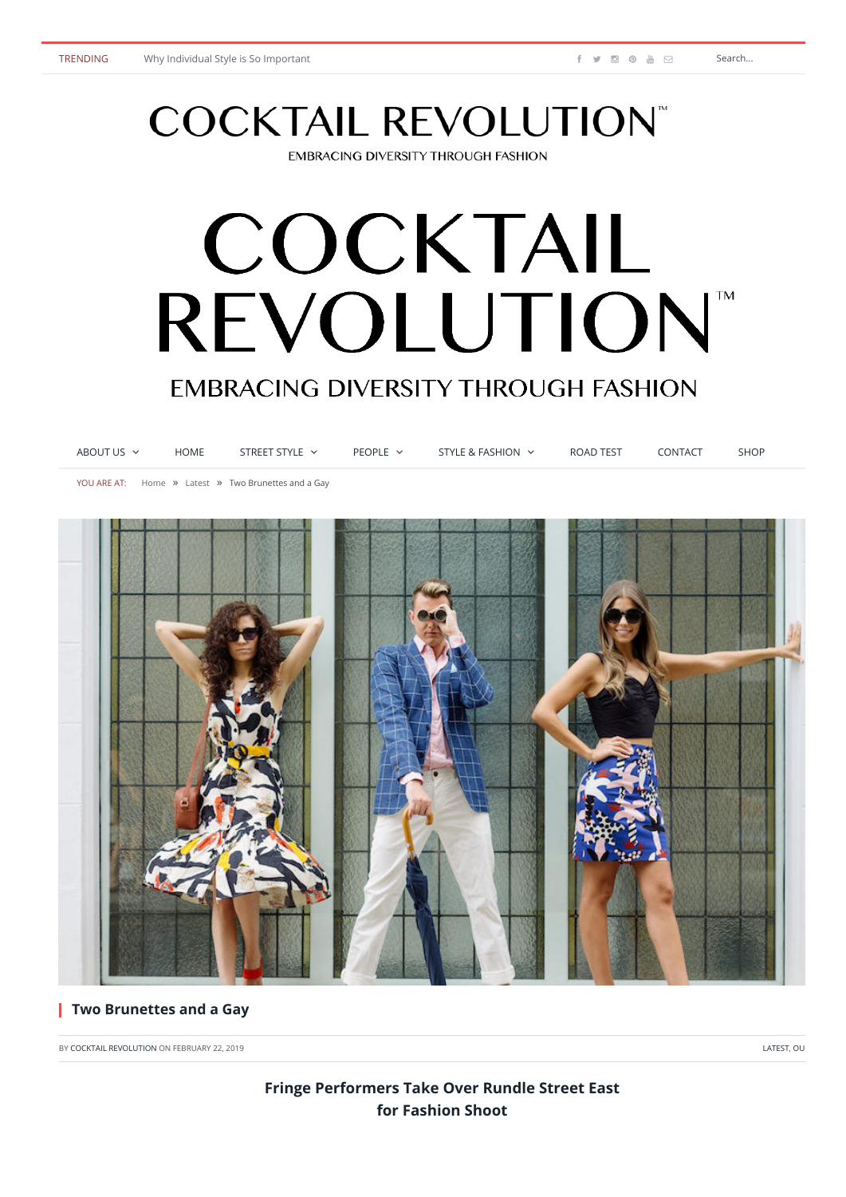TRENDING Why Individual Style is So Important

Search...

# COCKTAIL REVOLUTION™

EMBRACING DIVERSITY THROUGH FASHION

# COCKTAIL REVOLUTION™

EMBRACING DIVERSITY THROUGH FASHION

ABOUT US | HOME | STREET STYLE | PEOPLE | STYLE & FASHION | ROAD TEST | CONTACT | SHOP

YOU ARE AT: Home » Latest » Two Brunettes and a Gay

## Two Brunettes and a Gay

BY COCKTAIL REVOLUTION ON FEBRUARY 22, 2019

LATEST, OU

**Fringe Performers Take Over Rundle Street East for Fashion Shoot**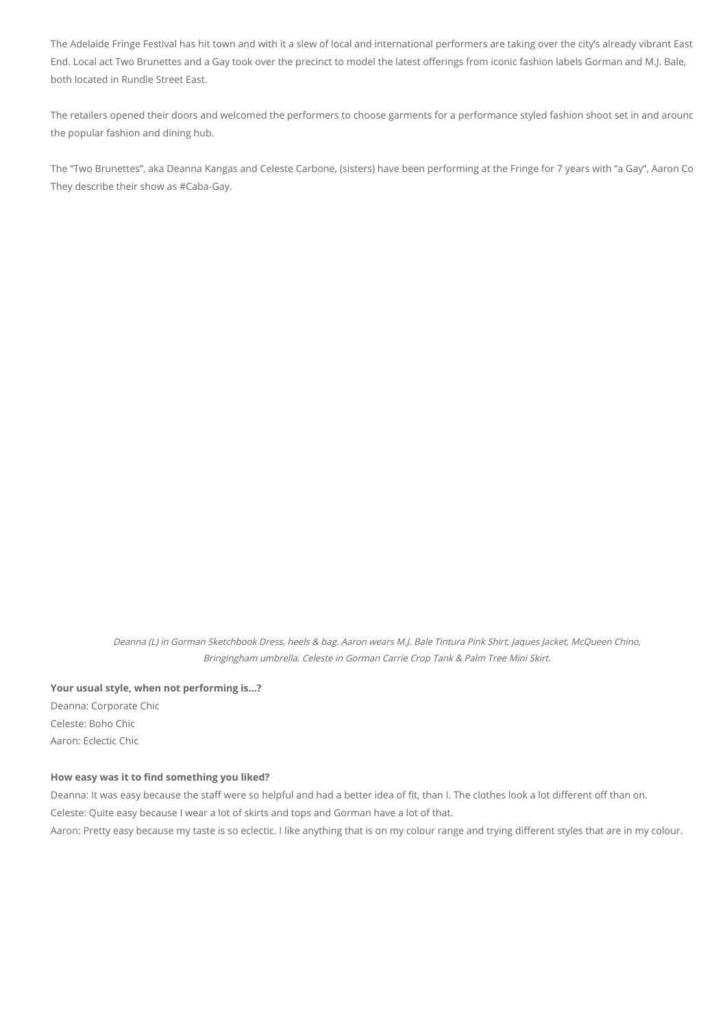The Adelaide Fringe Festival has hit town and with it a slew of local and international performers are taking over the city's already vibrant East End. Local act Two Brunettes and a Gay took over the precinct to model the latest offerings from iconic fashion labels Gorman and M.J. Bale, both located in Rundle Street East.

The retailers opened their doors and welcomed the performers to choose garments for a performance styled fashion shoot set in and arounc the popular fashion and dining hub.

The "Two Brunettes", aka Deanna Kangas and Celeste Carbone, (sisters) have been performing at the Fringe for 7 years with "a Gay", Aaron Co They describe their show as #Caba-Gay.

*Deanna (L) in Gorman Sketchbook Dress, heels & bag. Aaron wears M.J. Bale Tintura Pink Shirt, Jaques Jacket, McQueen Chino, Bringingham umbrella. Celeste in Gorman Carrie Crop Tank & Palm Tree Mini Skirt.*

**Your usual style, when not performing is…?**

Deanna: Corporate Chic
Celeste: Boho Chic
Aaron: Eclectic Chic

**How easy was it to find something you liked?**

Deanna: It was easy because the staff were so helpful and had a better idea of fit, than I. The clothes look a lot different off than on.
Celeste: Quite easy because I wear a lot of skirts and tops and Gorman have a lot of that.
Aaron: Pretty easy because my taste is so eclectic. I like anything that is on my colour range and trying different styles that are in my colour.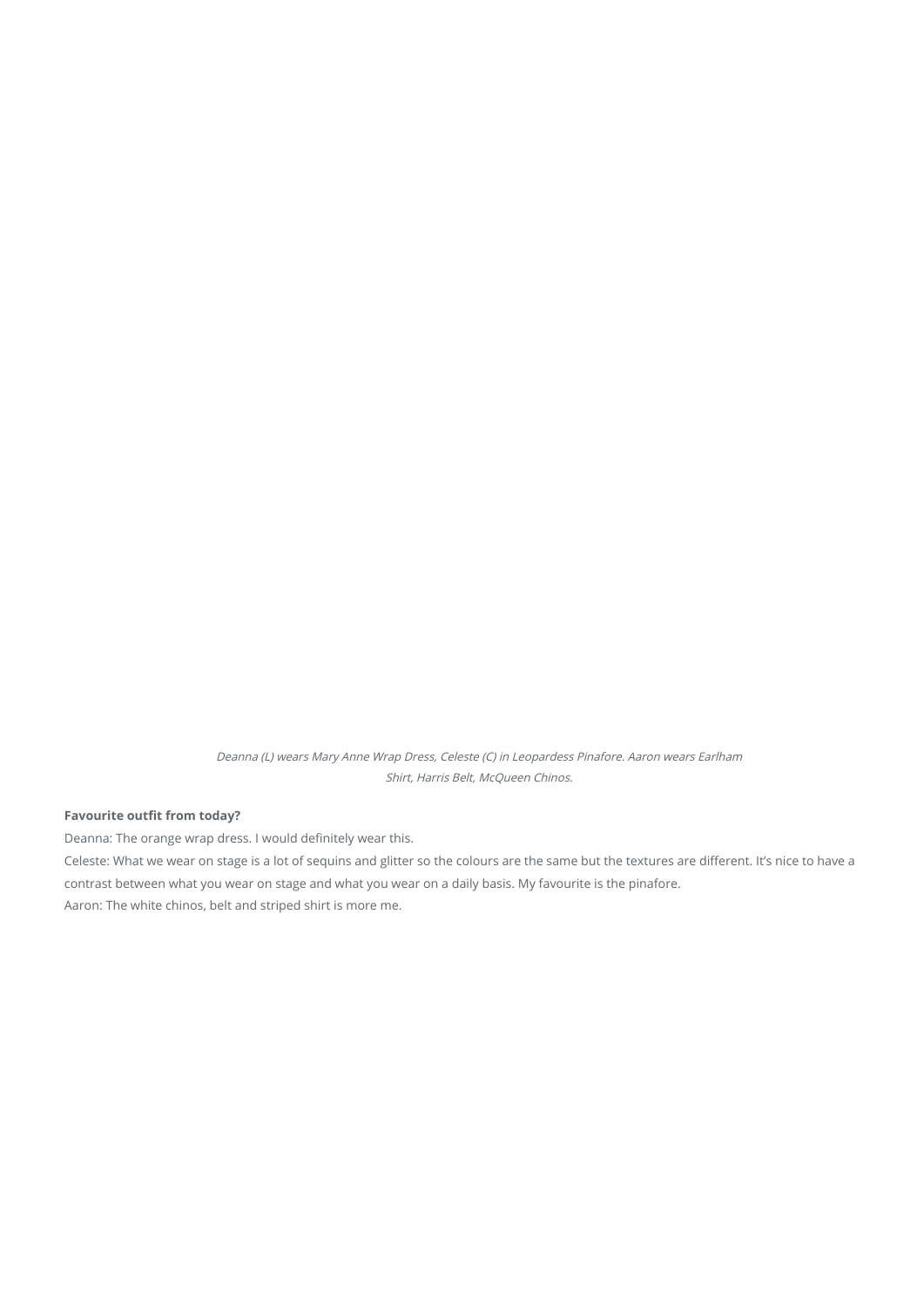*Deanna (L) wears Mary Anne Wrap Dress, Celeste (C) in Leopardess Pinafore. Aaron wears Earlham Shirt, Harris Belt, McQueen Chinos.*

**Favourite outfit from today?**

Deanna: The orange wrap dress. I would definitely wear this.

Celeste: What we wear on stage is a lot of sequins and glitter so the colours are the same but the textures are different. It's nice to have a contrast between what you wear on stage and what you wear on a daily basis. My favourite is the pinafore.

Aaron: The white chinos, belt and striped shirt is more me.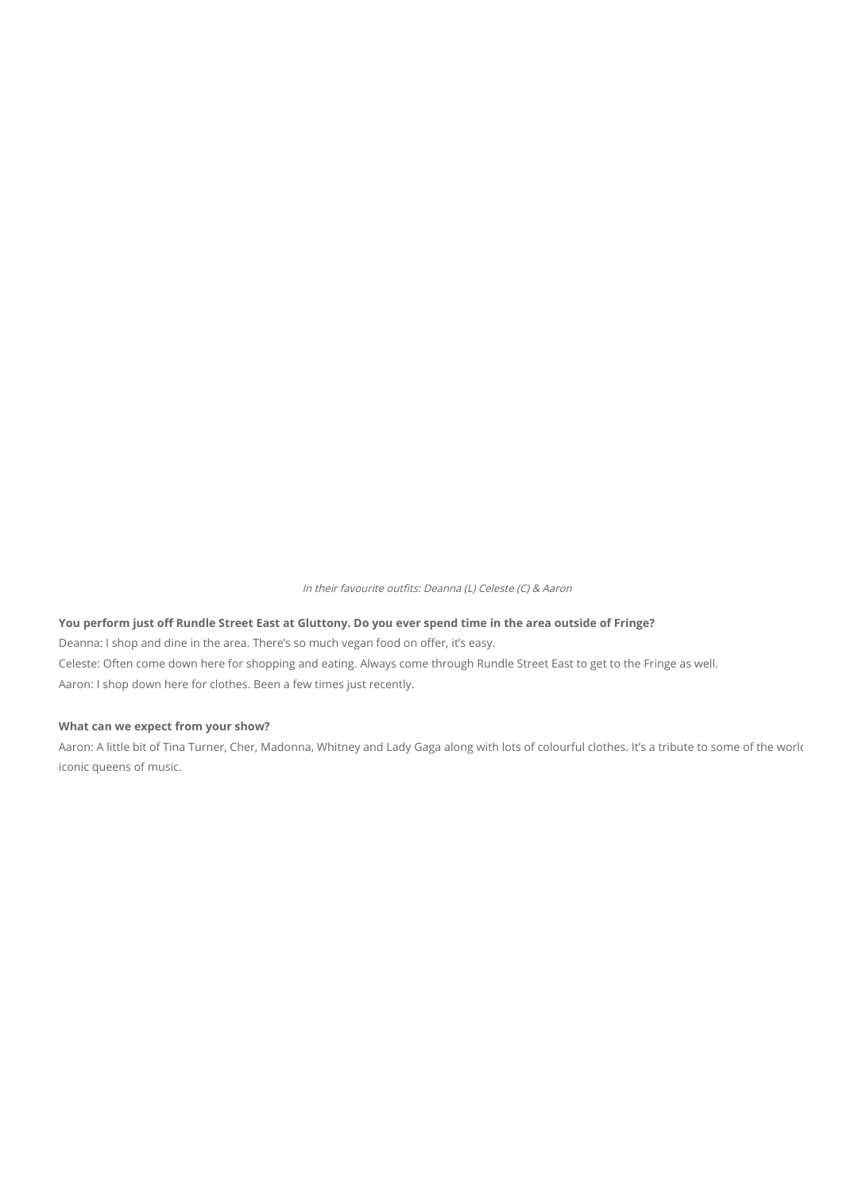*In their favourite outfits: Deanna (L) Celeste (C) & Aaron*

**You perform just off Rundle Street East at Gluttony. Do you ever spend time in the area outside of Fringe?**

Deanna: I shop and dine in the area. There's so much vegan food on offer, it's easy.

Celeste: Often come down here for shopping and eating. Always come through Rundle Street East to get to the Fringe as well.

Aaron: I shop down here for clothes. Been a few times just recently.

**What can we expect from your show?**

Aaron: A little bit of Tina Turner, Cher, Madonna, Whitney and Lady Gaga along with lots of colourful clothes. It's a tribute to some of the world iconic queens of music.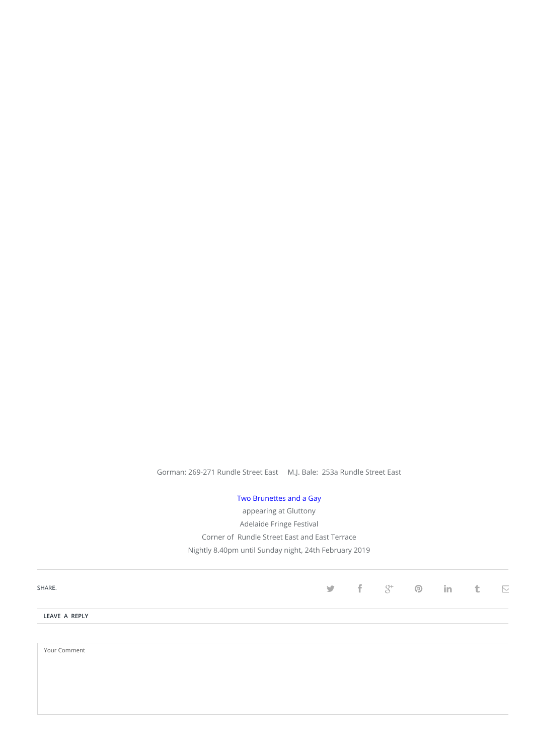Gorman: 269-271 Rundle Street East     M.J. Bale:  253a Rundle Street East

Two Brunettes and a Gay
appearing at Gluttony
Adelaide Fringe Festival
Corner of  Rundle Street East and East Terrace
Nightly 8.40pm until Sunday night, 24th February 2019

SHARE.

LEAVE A REPLY

Your Comment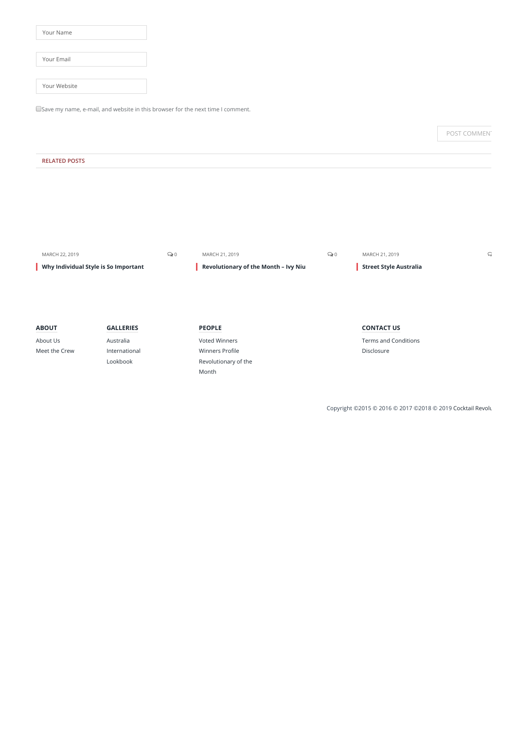Your Name

Your Email

Your Website

Save my name, e-mail, and website in this browser for the next time I comment.

POST COMMENT

## RELATED POSTS

MARCH 22, 2019 0

**Why Individual Style is So Important**

MARCH 21, 2019 0

**Revolutionary of the Month – Ivy Niu**

MARCH 21, 2019

**Street Style Australia**

**ABOUT**

About Us

Meet the Crew

**GALLERIES**

Australia

International

Lookbook

**PEOPLE**

Voted Winners

Winners Profile

Revolutionary of the Month

**CONTACT US**

Terms and Conditions

Disclosure

Copyright ©2015 © 2016 © 2017 ©2018 © 2019 Cocktail Revolu